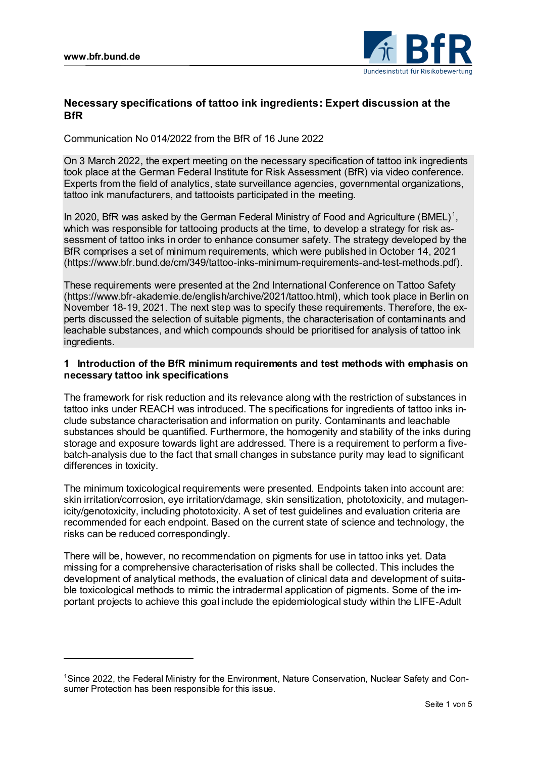## Necessary specifications of tattoo ink ingredients: Expert discussion at the BfR

Communication No 014/2022 from the BfR of 16 June 2022

On 3 March 2022, the expert meeting on the necessary specification of tattoo ink ingredients took place at the German Federal Institute for Risk Assessment (BfR) via video conference. Experts from the field of analytics, state surveillance agencies, governmental organizations, tattoo ink manufacturers, and tattooists participated in the meeting.

In 2020, BfR was asked by the German Federal Ministry of Food and Agriculture (BMEL)[1], which was responsible for tattooing products at the time, to develop a strategy for risk assessment of tattoo inks in order to enhance consumer safety. The strategy developed by the BfR comprises a set of minimum requirements, which were published in October 14, 2021 (https://www.bfr.bund.de/cm/349/tattoo-inks-minimum-requirements-and-test-methods.pdf).

These requirements were presented at the 2nd International Conference on Tattoo Safety (https://www.bfr-akademie.de/english/archive/2021/tattoo.html), which took place in Berlin on November 18-19, 2021. The next step was to specify these requirements. Therefore, the experts discussed the selection of suitable pigments, the characterisation of contaminants and leachable substances, and which compounds should be prioritised for analysis of tattoo ink ingredients.

### 1 Introduction of the BfR minimum requirements and test methods with emphasis on necessary tattoo ink specifications

The framework for risk reduction and its relevance along with the restriction of substances in tattoo inks under REACH was introduced. The specifications for ingredients of tattoo inks include substance characterisation and information on purity. Contaminants and leachable substances should be quantified. Furthermore, the homogenity and stability of the inks during storage and exposure towards light are addressed. There is a requirement to perform a five-batch-analysis due to the fact that small changes in substance purity may lead to significant differences in toxicity.

The minimum toxicological requirements were presented. Endpoints taken into account are: skin irritation/corrosion, eye irritation/damage, skin sensitization, phototoxicity, and mutagenicity/genotoxicity, including phototoxicity. A set of test guidelines and evaluation criteria are recommended for each endpoint. Based on the current state of science and technology, the risks can be reduced correspondingly.

There will be, however, no recommendation on pigments for use in tattoo inks yet. Data missing for a comprehensive characterisation of risks shall be collected. This includes the development of analytical methods, the evaluation of clinical data and development of suitable toxicological methods to mimic the intradermal application of pigments. Some of the important projects to achieve this goal include the epidemiological study within the LIFE-Adult

[1] Since 2022, the Federal Ministry for the Environment, Nature Conservation, Nuclear Safety and Consumer Protection has been responsible for this issue.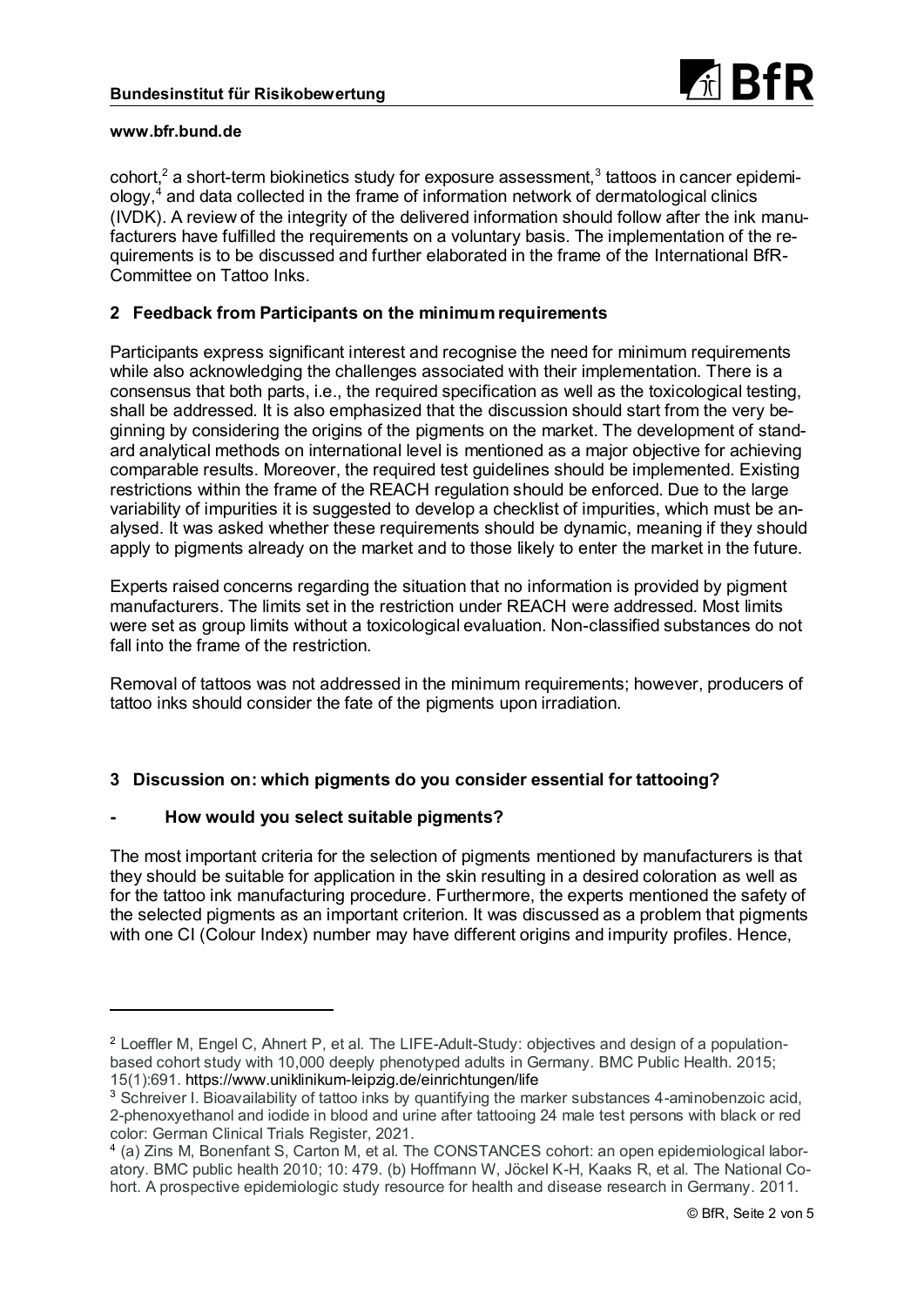cohort,[2] a short-term biokinetics study for exposure assessment,[3] tattoos in cancer epidemiology,[4] and data collected in the frame of information network of dermatological clinics (IVDK). A review of the integrity of the delivered information should follow after the ink manufacturers have fulfilled the requirements on a voluntary basis. The implementation of the requirements is to be discussed and further elaborated in the frame of the International BfR-Committee on Tattoo Inks.

## 2 Feedback from Participants on the minimum requirements

Participants express significant interest and recognise the need for minimum requirements while also acknowledging the challenges associated with their implementation. There is a consensus that both parts, i.e., the required specification as well as the toxicological testing, shall be addressed. It is also emphasized that the discussion should start from the very beginning by considering the origins of the pigments on the market. The development of standard analytical methods on international level is mentioned as a major objective for achieving comparable results. Moreover, the required test guidelines should be implemented. Existing restrictions within the frame of the REACH regulation should be enforced. Due to the large variability of impurities it is suggested to develop a checklist of impurities, which must be analysed. It was asked whether these requirements should be dynamic, meaning if they should apply to pigments already on the market and to those likely to enter the market in the future.

Experts raised concerns regarding the situation that no information is provided by pigment manufacturers. The limits set in the restriction under REACH were addressed. Most limits were set as group limits without a toxicological evaluation. Non-classified substances do not fall into the frame of the restriction.

Removal of tattoos was not addressed in the minimum requirements; however, producers of tattoo inks should consider the fate of the pigments upon irradiation.

## 3 Discussion on: which pigments do you consider essential for tattooing?

### - How would you select suitable pigments?

The most important criteria for the selection of pigments mentioned by manufacturers is that they should be suitable for application in the skin resulting in a desired coloration as well as for the tattoo ink manufacturing procedure. Furthermore, the experts mentioned the safety of the selected pigments as an important criterion. It was discussed as a problem that pigments with one CI (Colour Index) number may have different origins and impurity profiles. Hence,

---

[2] Loeffler M, Engel C, Ahnert P, et al. The LIFE-Adult-Study: objectives and design of a population-based cohort study with 10,000 deeply phenotyped adults in Germany. BMC Public Health. 2015; 15(1):691. https://www.uniklinikum-leipzig.de/einrichtungen/life

[3] Schreiver I. Bioavailability of tattoo inks by quantifying the marker substances 4-aminobenzoic acid, 2-phenoxyethanol and iodide in blood and urine after tattooing 24 male test persons with black or red color: German Clinical Trials Register, 2021.

[4] (a) Zins M, Bonenfant S, Carton M, et al. The CONSTANCES cohort: an open epidemiological laboratory. BMC public health 2010; 10: 479. (b) Hoffmann W, Jöckel K-H, Kaaks R, et al. The National Cohort. A prospective epidemiologic study resource for health and disease research in Germany. 2011.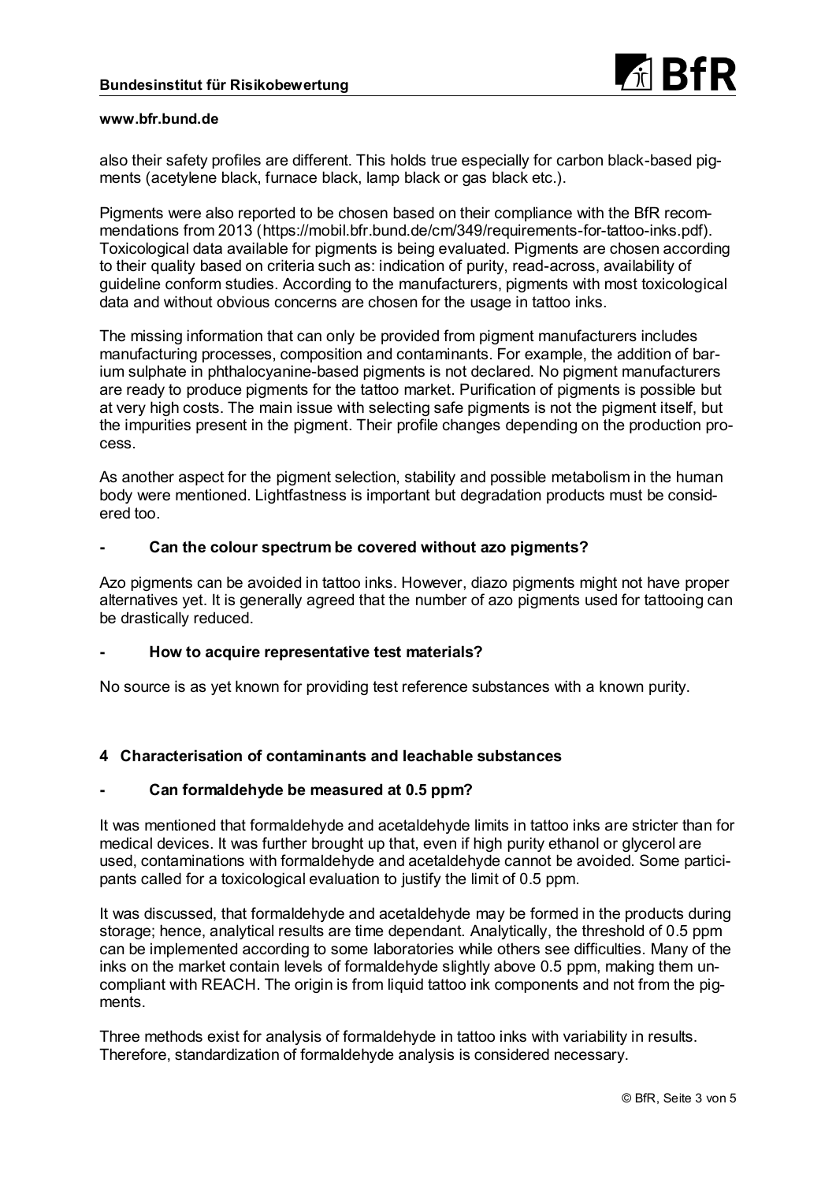also their safety profiles are different. This holds true especially for carbon black-based pigments (acetylene black, furnace black, lamp black or gas black etc.).

Pigments were also reported to be chosen based on their compliance with the BfR recommendations from 2013 (https://mobil.bfr.bund.de/cm/349/requirements-for-tattoo-inks.pdf). Toxicological data available for pigments is being evaluated. Pigments are chosen according to their quality based on criteria such as: indication of purity, read-across, availability of guideline conform studies. According to the manufacturers, pigments with most toxicological data and without obvious concerns are chosen for the usage in tattoo inks.

The missing information that can only be provided from pigment manufacturers includes manufacturing processes, composition and contaminants. For example, the addition of barium sulphate in phthalocyanine-based pigments is not declared. No pigment manufacturers are ready to produce pigments for the tattoo market. Purification of pigments is possible but at very high costs. The main issue with selecting safe pigments is not the pigment itself, but the impurities present in the pigment. Their profile changes depending on the production process.

As another aspect for the pigment selection, stability and possible metabolism in the human body were mentioned. Lightfastness is important but degradation products must be considered too.

### - Can the colour spectrum be covered without azo pigments?

Azo pigments can be avoided in tattoo inks. However, diazo pigments might not have proper alternatives yet. It is generally agreed that the number of azo pigments used for tattooing can be drastically reduced.

### - How to acquire representative test materials?

No source is as yet known for providing test reference substances with a known purity.

## 4 Characterisation of contaminants and leachable substances

### - Can formaldehyde be measured at 0.5 ppm?

It was mentioned that formaldehyde and acetaldehyde limits in tattoo inks are stricter than for medical devices. It was further brought up that, even if high purity ethanol or glycerol are used, contaminations with formaldehyde and acetaldehyde cannot be avoided. Some participants called for a toxicological evaluation to justify the limit of 0.5 ppm.

It was discussed, that formaldehyde and acetaldehyde may be formed in the products during storage; hence, analytical results are time dependant. Analytically, the threshold of 0.5 ppm can be implemented according to some laboratories while others see difficulties. Many of the inks on the market contain levels of formaldehyde slightly above 0.5 ppm, making them uncompliant with REACH. The origin is from liquid tattoo ink components and not from the pigments.

Three methods exist for analysis of formaldehyde in tattoo inks with variability in results. Therefore, standardization of formaldehyde analysis is considered necessary.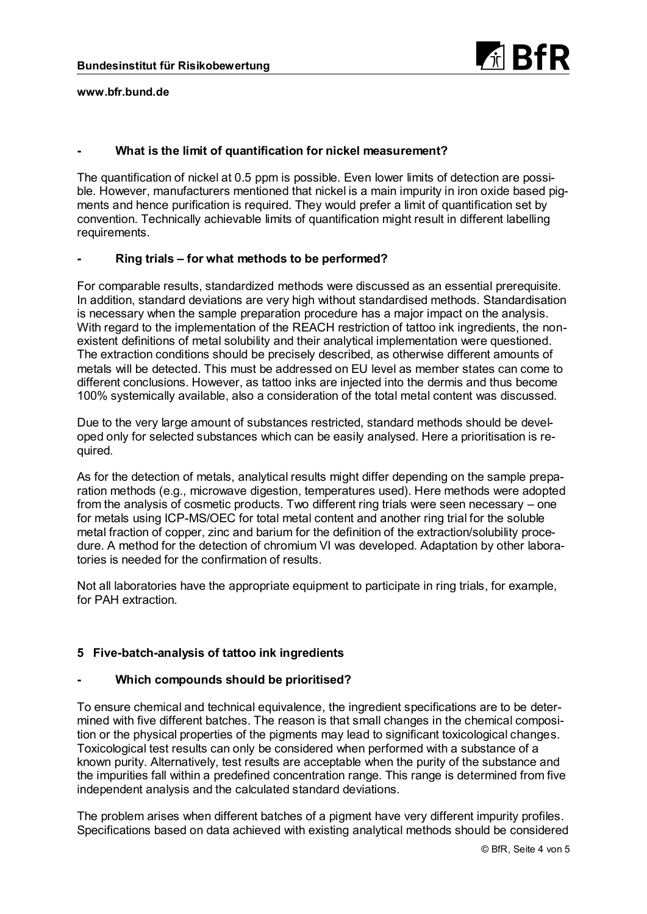### - What is the limit of quantification for nickel measurement?

The quantification of nickel at 0.5 ppm is possible. Even lower limits of detection are possible. However, manufacturers mentioned that nickel is a main impurity in iron oxide based pigments and hence purification is required. They would prefer a limit of quantification set by convention. Technically achievable limits of quantification might result in different labelling requirements.

### - Ring trials – for what methods to be performed?

For comparable results, standardized methods were discussed as an essential prerequisite. In addition, standard deviations are very high without standardised methods. Standardisation is necessary when the sample preparation procedure has a major impact on the analysis. With regard to the implementation of the REACH restriction of tattoo ink ingredients, the non-existent definitions of metal solubility and their analytical implementation were questioned. The extraction conditions should be precisely described, as otherwise different amounts of metals will be detected. This must be addressed on EU level as member states can come to different conclusions. However, as tattoo inks are injected into the dermis and thus become 100% systemically available, also a consideration of the total metal content was discussed.

Due to the very large amount of substances restricted, standard methods should be developed only for selected substances which can be easily analysed. Here a prioritisation is required.

As for the detection of metals, analytical results might differ depending on the sample preparation methods (e.g., microwave digestion, temperatures used). Here methods were adopted from the analysis of cosmetic products. Two different ring trials were seen necessary – one for metals using ICP-MS/OEC for total metal content and another ring trial for the soluble metal fraction of copper, zinc and barium for the definition of the extraction/solubility procedure. A method for the detection of chromium VI was developed. Adaptation by other laboratories is needed for the confirmation of results.

Not all laboratories have the appropriate equipment to participate in ring trials, for example, for PAH extraction.

## 5 Five-batch-analysis of tattoo ink ingredients

### - Which compounds should be prioritised?

To ensure chemical and technical equivalence, the ingredient specifications are to be determined with five different batches. The reason is that small changes in the chemical composition or the physical properties of the pigments may lead to significant toxicological changes. Toxicological test results can only be considered when performed with a substance of a known purity. Alternatively, test results are acceptable when the purity of the substance and the impurities fall within a predefined concentration range. This range is determined from five independent analysis and the calculated standard deviations.

The problem arises when different batches of a pigment have very different impurity profiles. Specifications based on data achieved with existing analytical methods should be considered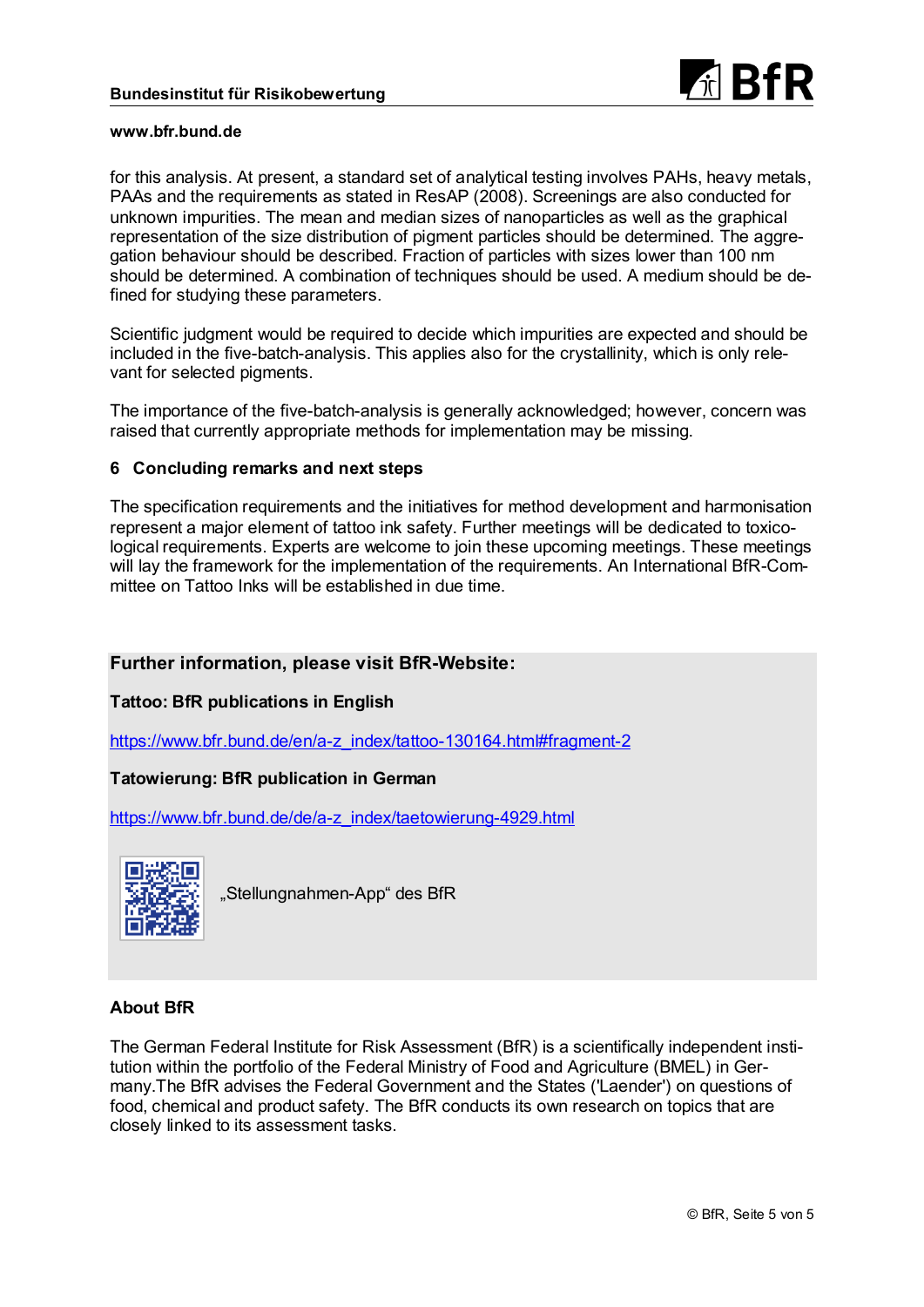for this analysis. At present, a standard set of analytical testing involves PAHs, heavy metals, PAAs and the requirements as stated in ResAP (2008). Screenings are also conducted for unknown impurities. The mean and median sizes of nanoparticles as well as the graphical representation of the size distribution of pigment particles should be determined. The aggregation behaviour should be described. Fraction of particles with sizes lower than 100 nm should be determined. A combination of techniques should be used. A medium should be defined for studying these parameters.

Scientific judgment would be required to decide which impurities are expected and should be included in the five-batch-analysis. This applies also for the crystallinity, which is only relevant for selected pigments.

The importance of the five-batch-analysis is generally acknowledged; however, concern was raised that currently appropriate methods for implementation may be missing.

## 6 Concluding remarks and next steps

The specification requirements and the initiatives for method development and harmonisation represent a major element of tattoo ink safety. Further meetings will be dedicated to toxicological requirements. Experts are welcome to join these upcoming meetings. These meetings will lay the framework for the implementation of the requirements. An International BfR-Committee on Tattoo Inks will be established in due time.

**Further information, please visit BfR-Website:**

**Tattoo: BfR publications in English**

https://www.bfr.bund.de/en/a-z_index/tattoo-130164.html#fragment-2

**Tatowierung: BfR publication in German**

https://www.bfr.bund.de/de/a-z_index/taetowierung-4929.html

„Stellungnahmen-App" des BfR

**About BfR**

The German Federal Institute for Risk Assessment (BfR) is a scientifically independent institution within the portfolio of the Federal Ministry of Food and Agriculture (BMEL) in Germany.The BfR advises the Federal Government and the States ('Laender') on questions of food, chemical and product safety. The BfR conducts its own research on topics that are closely linked to its assessment tasks.